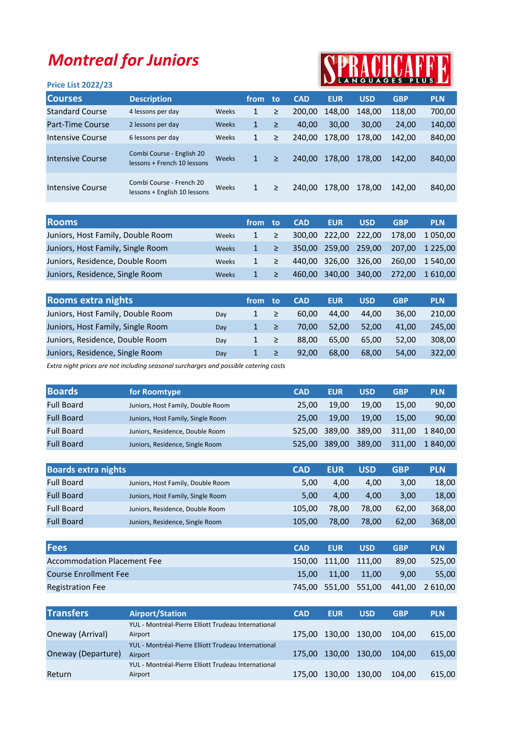# Montreal for Juniors

SPRACHCAFFE LANGUAGES PLUS

**Price List 2022/23**

| Courses | Description | | from | to | CAD | EUR | USD | GBP | PLN |
|---|---|---|---|---|---|---|---|---|---|
| Standard Course | 4 lessons per day | Weeks | 1 | ≥ | 200,00 | 148,00 | 148,00 | 118,00 | 700,00 |
| Part-Time Course | 2 lessons per day | Weeks | 1 | ≥ | 40,00 | 30,00 | 30,00 | 24,00 | 140,00 |
| Intensive Course | 6 lessons per day | Weeks | 1 | ≥ | 240,00 | 178,00 | 178,00 | 142,00 | 840,00 |
| Intensive Course | Combi Course - English 20 lessons + French 10 lessons | Weeks | 1 | ≥ | 240,00 | 178,00 | 178,00 | 142,00 | 840,00 |
| Intensive Course | Combi Course - French 20 lessons + English 10 lessons | Weeks | 1 | ≥ | 240,00 | 178,00 | 178,00 | 142,00 | 840,00 |

| Rooms | | from | to | CAD | EUR | USD | GBP | PLN |
|---|---|---|---|---|---|---|---|---|
| Juniors, Host Family, Double Room | Weeks | 1 | ≥ | 300,00 | 222,00 | 222,00 | 178,00 | 1 050,00 |
| Juniors, Host Family, Single Room | Weeks | 1 | ≥ | 350,00 | 259,00 | 259,00 | 207,00 | 1 225,00 |
| Juniors, Residence, Double Room | Weeks | 1 | ≥ | 440,00 | 326,00 | 326,00 | 260,00 | 1 540,00 |
| Juniors, Residence, Single Room | Weeks | 1 | ≥ | 460,00 | 340,00 | 340,00 | 272,00 | 1 610,00 |

| Rooms extra nights | | from | to | CAD | EUR | USD | GBP | PLN |
|---|---|---|---|---|---|---|---|---|
| Juniors, Host Family, Double Room | Day | 1 | ≥ | 60,00 | 44,00 | 44,00 | 36,00 | 210,00 |
| Juniors, Host Family, Single Room | Day | 1 | ≥ | 70,00 | 52,00 | 52,00 | 41,00 | 245,00 |
| Juniors, Residence, Double Room | Day | 1 | ≥ | 88,00 | 65,00 | 65,00 | 52,00 | 308,00 |
| Juniors, Residence, Single Room | Day | 1 | ≥ | 92,00 | 68,00 | 68,00 | 54,00 | 322,00 |

*Extra night prices are not including seasonal surcharges and possible catering costs*

| Boards | for Roomtype | CAD | EUR | USD | GBP | PLN |
|---|---|---|---|---|---|---|
| Full Board | Juniors, Host Family, Double Room | 25,00 | 19,00 | 19,00 | 15,00 | 90,00 |
| Full Board | Juniors, Host Family, Single Room | 25,00 | 19,00 | 19,00 | 15,00 | 90,00 |
| Full Board | Juniors, Residence, Double Room | 525,00 | 389,00 | 389,00 | 311,00 | 1 840,00 |
| Full Board | Juniors, Residence, Single Room | 525,00 | 389,00 | 389,00 | 311,00 | 1 840,00 |

| Boards extra nights | | CAD | EUR | USD | GBP | PLN |
|---|---|---|---|---|---|---|
| Full Board | Juniors, Host Family, Double Room | 5,00 | 4,00 | 4,00 | 3,00 | 18,00 |
| Full Board | Juniors, Host Family, Single Room | 5,00 | 4,00 | 4,00 | 3,00 | 18,00 |
| Full Board | Juniors, Residence, Double Room | 105,00 | 78,00 | 78,00 | 62,00 | 368,00 |
| Full Board | Juniors, Residence, Single Room | 105,00 | 78,00 | 78,00 | 62,00 | 368,00 |

| Fees | CAD | EUR | USD | GBP | PLN |
|---|---|---|---|---|---|
| Accommodation Placement Fee | 150,00 | 111,00 | 111,00 | 89,00 | 525,00 |
| Course Enrollment Fee | 15,00 | 11,00 | 11,00 | 9,00 | 55,00 |
| Registration Fee | 745,00 | 551,00 | 551,00 | 441,00 | 2 610,00 |

| Transfers | Airport/Station | CAD | EUR | USD | GBP | PLN |
|---|---|---|---|---|---|---|
| Oneway (Arrival) | YUL - Montréal-Pierre Elliott Trudeau International Airport | 175,00 | 130,00 | 130,00 | 104,00 | 615,00 |
| Oneway (Departure) | YUL - Montréal-Pierre Elliott Trudeau International Airport | 175,00 | 130,00 | 130,00 | 104,00 | 615,00 |
| Return | YUL - Montréal-Pierre Elliott Trudeau International Airport | 175,00 | 130,00 | 130,00 | 104,00 | 615,00 |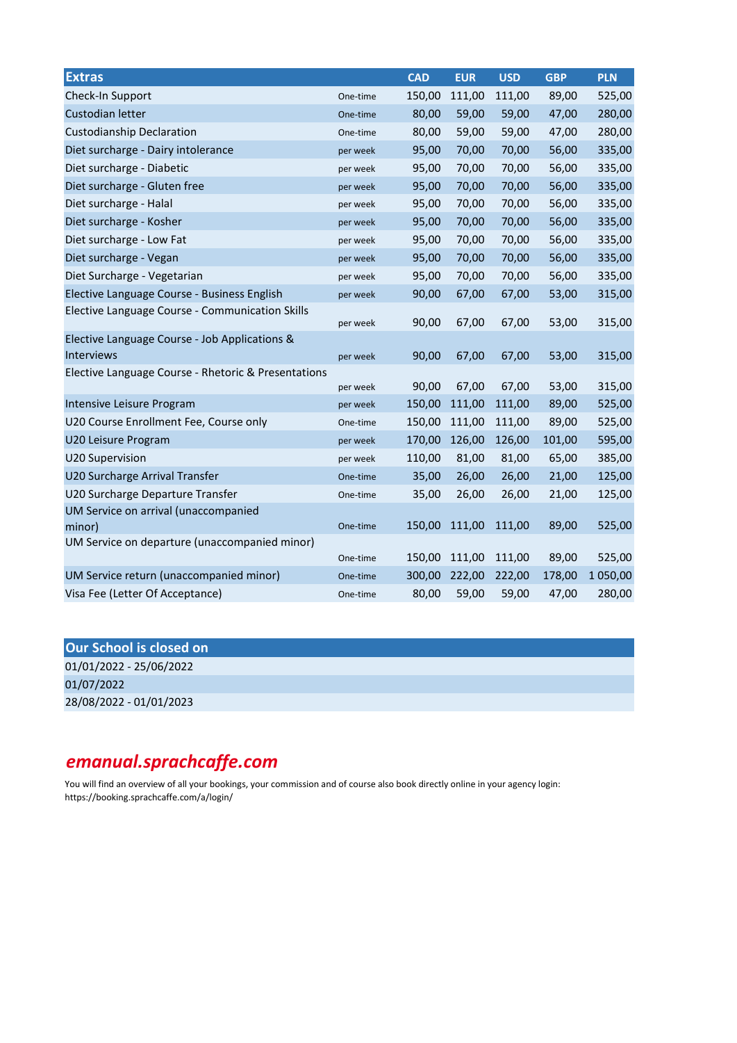| Extras | | CAD | EUR | USD | GBP | PLN |
|---|---|---|---|---|---|---|
| Check-In Support | One-time | 150,00 | 111,00 | 111,00 | 89,00 | 525,00 |
| Custodian letter | One-time | 80,00 | 59,00 | 59,00 | 47,00 | 280,00 |
| Custodianship Declaration | One-time | 80,00 | 59,00 | 59,00 | 47,00 | 280,00 |
| Diet surcharge - Dairy intolerance | per week | 95,00 | 70,00 | 70,00 | 56,00 | 335,00 |
| Diet surcharge - Diabetic | per week | 95,00 | 70,00 | 70,00 | 56,00 | 335,00 |
| Diet surcharge - Gluten free | per week | 95,00 | 70,00 | 70,00 | 56,00 | 335,00 |
| Diet surcharge - Halal | per week | 95,00 | 70,00 | 70,00 | 56,00 | 335,00 |
| Diet surcharge - Kosher | per week | 95,00 | 70,00 | 70,00 | 56,00 | 335,00 |
| Diet surcharge - Low Fat | per week | 95,00 | 70,00 | 70,00 | 56,00 | 335,00 |
| Diet surcharge - Vegan | per week | 95,00 | 70,00 | 70,00 | 56,00 | 335,00 |
| Diet Surcharge - Vegetarian | per week | 95,00 | 70,00 | 70,00 | 56,00 | 335,00 |
| Elective Language Course - Business English | per week | 90,00 | 67,00 | 67,00 | 53,00 | 315,00 |
| Elective Language Course - Communication Skills | per week | 90,00 | 67,00 | 67,00 | 53,00 | 315,00 |
| Elective Language Course - Job Applications & Interviews | per week | 90,00 | 67,00 | 67,00 | 53,00 | 315,00 |
| Elective Language Course - Rhetoric & Presentations | per week | 90,00 | 67,00 | 67,00 | 53,00 | 315,00 |
| Intensive Leisure Program | per week | 150,00 | 111,00 | 111,00 | 89,00 | 525,00 |
| U20 Course Enrollment Fee, Course only | One-time | 150,00 | 111,00 | 111,00 | 89,00 | 525,00 |
| U20 Leisure Program | per week | 170,00 | 126,00 | 126,00 | 101,00 | 595,00 |
| U20 Supervision | per week | 110,00 | 81,00 | 81,00 | 65,00 | 385,00 |
| U20 Surcharge Arrival Transfer | One-time | 35,00 | 26,00 | 26,00 | 21,00 | 125,00 |
| U20 Surcharge Departure Transfer | One-time | 35,00 | 26,00 | 26,00 | 21,00 | 125,00 |
| UM Service on arrival (unaccompanied minor) | One-time | 150,00 | 111,00 | 111,00 | 89,00 | 525,00 |
| UM Service on departure (unaccompanied minor) | One-time | 150,00 | 111,00 | 111,00 | 89,00 | 525,00 |
| UM Service return (unaccompanied minor) | One-time | 300,00 | 222,00 | 222,00 | 178,00 | 1 050,00 |
| Visa Fee (Letter Of Acceptance) | One-time | 80,00 | 59,00 | 59,00 | 47,00 | 280,00 |

| Our School is closed on |
|---|
| 01/01/2022 - 25/06/2022 |
| 01/07/2022 |
| 28/08/2022 - 01/01/2023 |

## *emanual.sprachcaffe.com*

You will find an overview of all your bookings, your commission and of course also book directly online in your agency login: https://booking.sprachcaffe.com/a/login/